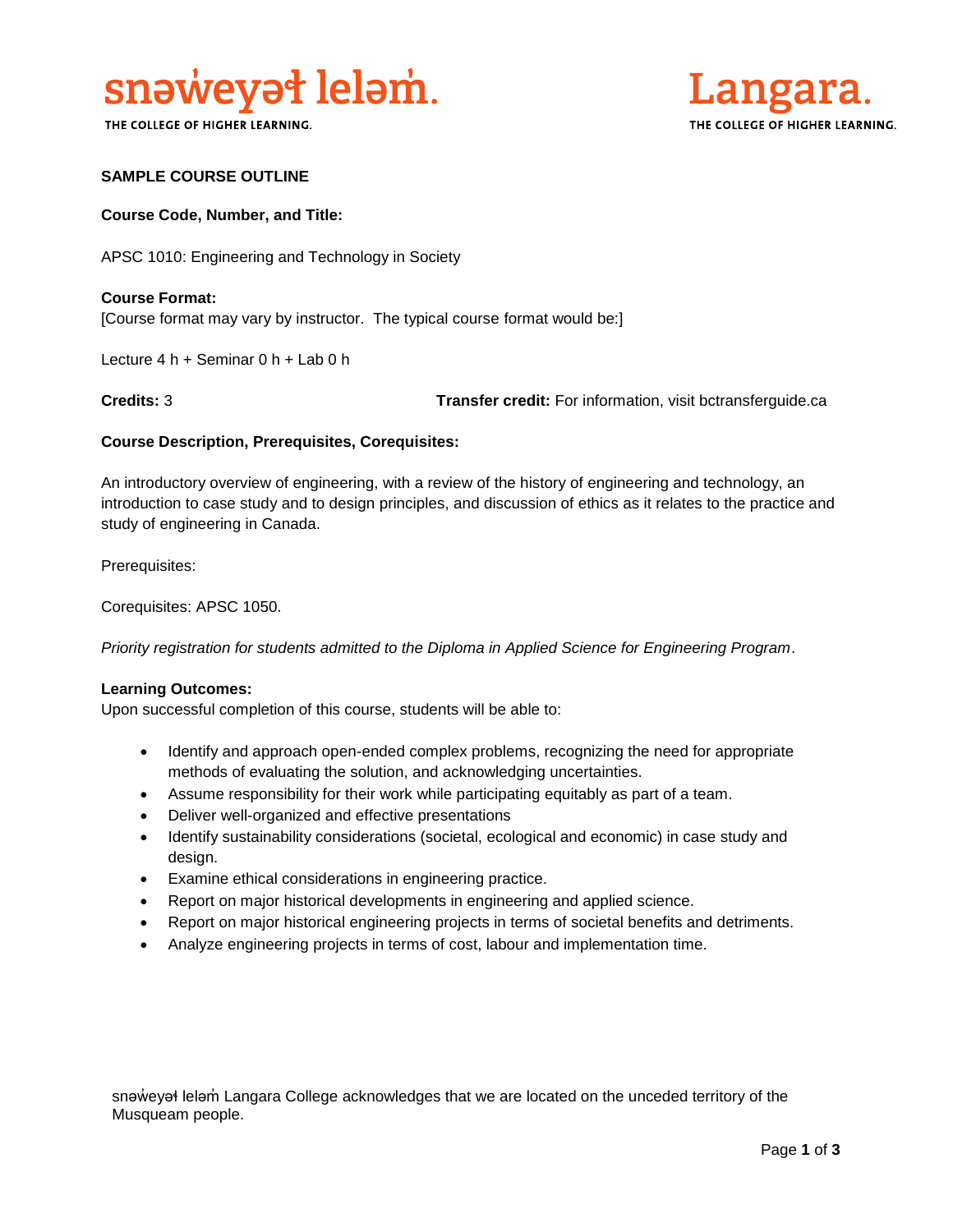# SAMPLE COURSE OUTLINE

**Course Code, Number, and Title:**

APSC 1010: Engineering and Technology in Society

**Course Format:**
[Course format may vary by instructor. The typical course format would be:]

Lecture 4 h + Seminar 0 h + Lab 0 h

**Credits:** 3 **Transfer credit:** For information, visit bctransferguide.ca

**Course Description, Prerequisites, Corequisites:**

An introductory overview of engineering, with a review of the history of engineering and technology, an introduction to case study and to design principles, and discussion of ethics as it relates to the practice and study of engineering in Canada.

Prerequisites:

Corequisites: APSC 1050.

*Priority registration for students admitted to the Diploma in Applied Science for Engineering Program*.

**Learning Outcomes:**
Upon successful completion of this course, students will be able to:

- Identify and approach open-ended complex problems, recognizing the need for appropriate methods of evaluating the solution, and acknowledging uncertainties.
- Assume responsibility for their work while participating equitably as part of a team.
- Deliver well-organized and effective presentations
- Identify sustainability considerations (societal, ecological and economic) in case study and design.
- Examine ethical considerations in engineering practice.
- Report on major historical developments in engineering and applied science.
- Report on major historical engineering projects in terms of societal benefits and detriments.
- Analyze engineering projects in terms of cost, labour and implementation time.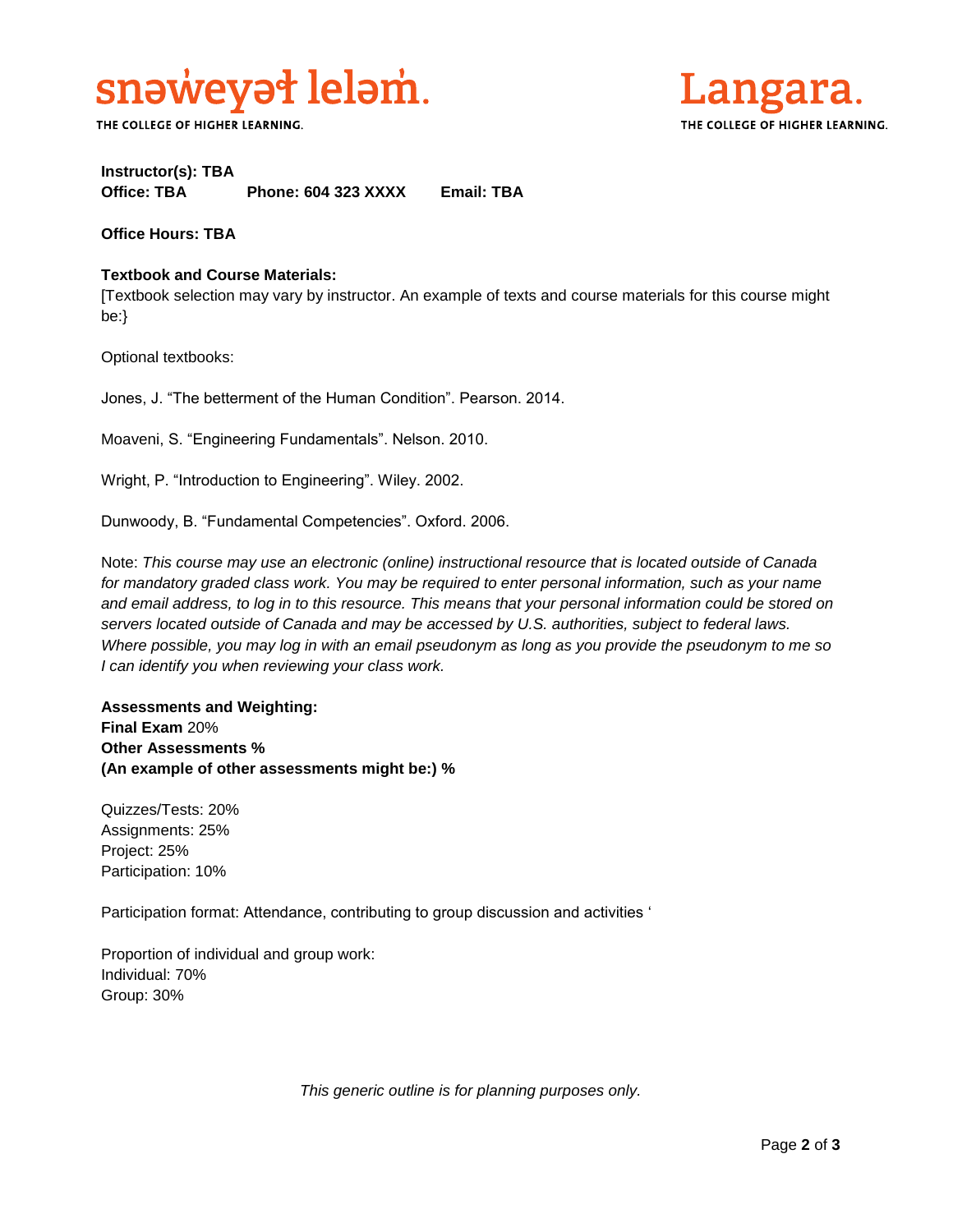**Instructor(s): TBA**
**Office: TBA** **Phone: 604 323 XXXX** **Email: TBA**

**Office Hours: TBA**

**Textbook and Course Materials:**
[Textbook selection may vary by instructor. An example of texts and course materials for this course might be:}

Optional textbooks:

Jones, J. "The betterment of the Human Condition". Pearson. 2014.

Moaveni, S. "Engineering Fundamentals". Nelson. 2010.

Wright, P. "Introduction to Engineering". Wiley. 2002.

Dunwoody, B. "Fundamental Competencies". Oxford. 2006.

Note: *This course may use an electronic (online) instructional resource that is located outside of Canada for mandatory graded class work. You may be required to enter personal information, such as your name and email address, to log in to this resource. This means that your personal information could be stored on servers located outside of Canada and may be accessed by U.S. authorities, subject to federal laws. Where possible, you may log in with an email pseudonym as long as you provide the pseudonym to me so I can identify you when reviewing your class work.*

**Assessments and Weighting:**
**Final Exam** 20%
**Other Assessments %**
**(An example of other assessments might be:) %**

Quizzes/Tests: 20%
Assignments: 25%
Project: 25%
Participation: 10%

Participation format: Attendance, contributing to group discussion and activities '

Proportion of individual and group work:
Individual: 70%
Group: 30%

*This generic outline is for planning purposes only.*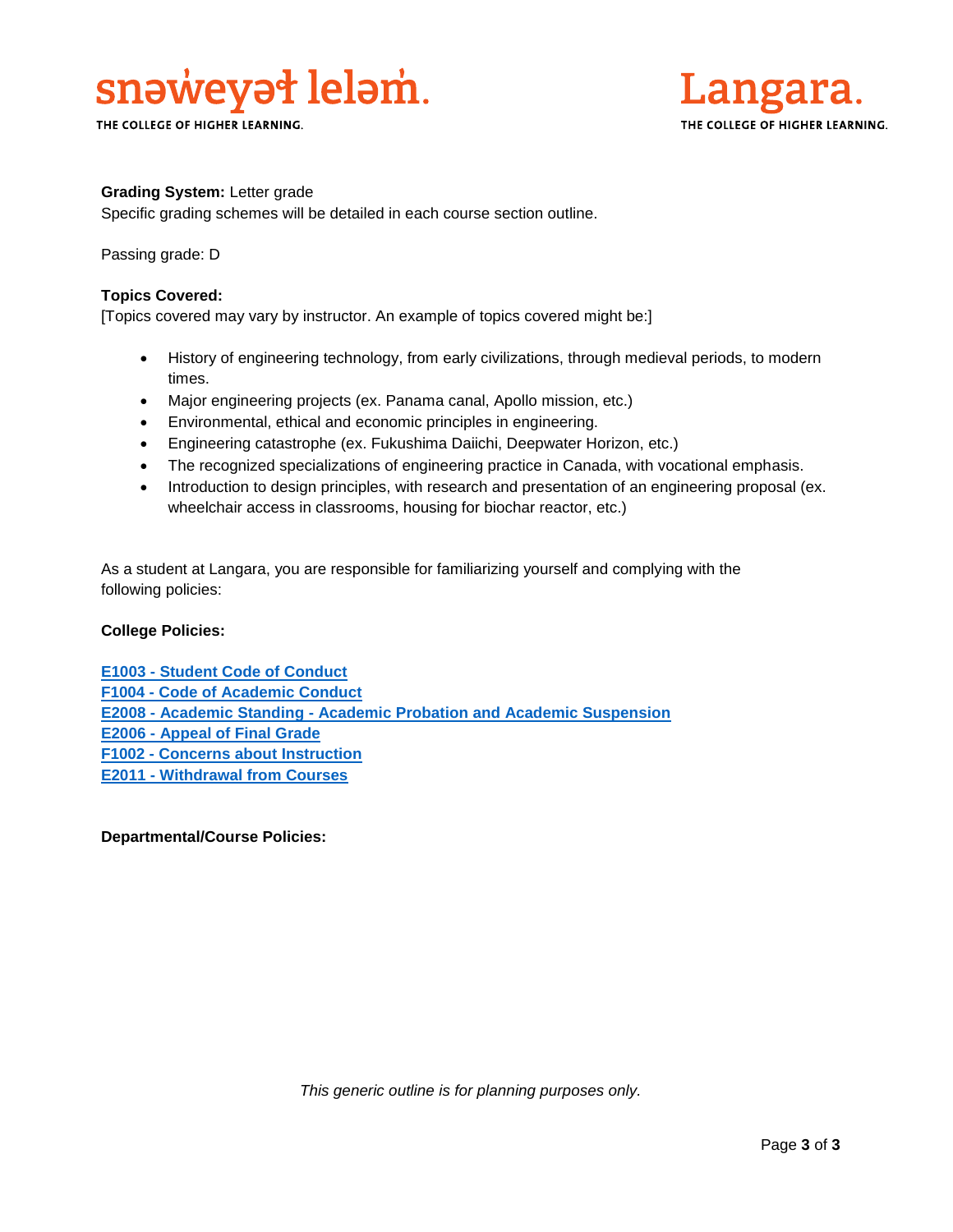**Grading System:** Letter grade
Specific grading schemes will be detailed in each course section outline.

Passing grade: D

**Topics Covered:**
[Topics covered may vary by instructor. An example of topics covered might be:]

- History of engineering technology, from early civilizations, through medieval periods, to modern times.
- Major engineering projects (ex. Panama canal, Apollo mission, etc.)
- Environmental, ethical and economic principles in engineering.
- Engineering catastrophe (ex. Fukushima Daiichi, Deepwater Horizon, etc.)
- The recognized specializations of engineering practice in Canada, with vocational emphasis.
- Introduction to design principles, with research and presentation of an engineering proposal (ex. wheelchair access in classrooms, housing for biochar reactor, etc.)

As a student at Langara, you are responsible for familiarizing yourself and complying with the following policies:

**College Policies:**

**E1003 - Student Code of Conduct**
**F1004 - Code of Academic Conduct**
**E2008 - Academic Standing - Academic Probation and Academic Suspension**
**E2006 - Appeal of Final Grade**
**F1002 - Concerns about Instruction**
**E2011 - Withdrawal from Courses**

**Departmental/Course Policies:**

*This generic outline is for planning purposes only.*